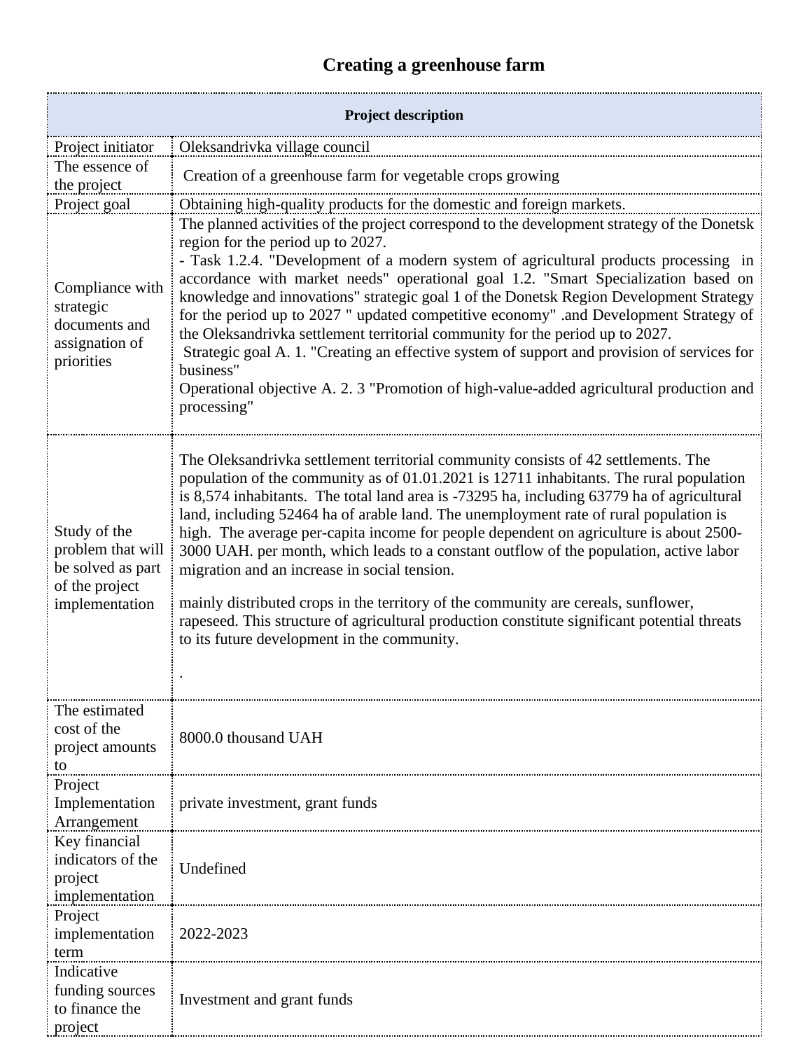# Creating a greenhouse farm

| Project description | |
|---|---|
| Project initiator | Oleksandrivka village council |
| The essence of the project | Creation of a greenhouse farm for vegetable crops growing |
| Project goal | Obtaining high-quality products for the domestic and foreign markets. |
| Compliance with strategic documents and assignation of priorities | The planned activities of the project correspond to the development strategy of the Donetsk region for the period up to 2027.<br>- Task 1.2.4. "Development of a modern system of agricultural products processing in accordance with market needs" operational goal 1.2. "Smart Specialization based on knowledge and innovations" strategic goal 1 of the Donetsk Region Development Strategy for the period up to 2027 " updated competitive economy" .and Development Strategy of the Oleksandrivka settlement territorial community for the period up to 2027.<br>Strategic goal A. 1. "Creating an effective system of support and provision of services for business"<br>Operational objective A. 2. 3 "Promotion of high-value-added agricultural production and processing" |
| Study of the problem that will be solved as part of the project implementation | The Oleksandrivka settlement territorial community consists of 42 settlements. The population of the community as of 01.01.2021 is 12711 inhabitants. The rural population is 8,574 inhabitants. The total land area is -73295 ha, including 63779 ha of agricultural land, including 52464 ha of arable land. The unemployment rate of rural population is high. The average per-capita income for people dependent on agriculture is about 2500-3000 UAH. per month, which leads to a constant outflow of the population, active labor migration and an increase in social tension.<br><br>mainly distributed crops in the territory of the community are cereals, sunflower, rapeseed. This structure of agricultural production constitute significant potential threats to its future development in the community.<br><br>. |
| The estimated cost of the project amounts to | 8000.0 thousand UAH |
| Project Implementation Arrangement | private investment, grant funds |
| Key financial indicators of the project implementation | Undefined |
| Project implementation term | 2022-2023 |
| Indicative funding sources to finance the project | Investment and grant funds |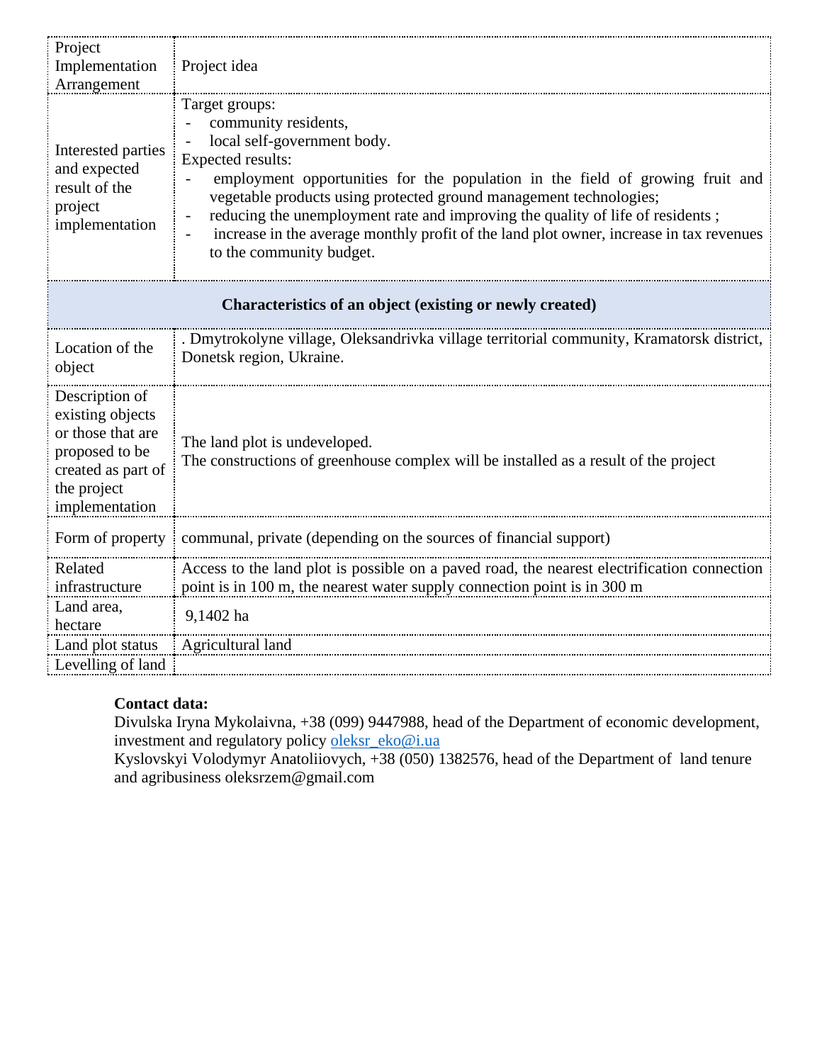| | |
|---|---|
| Project Implementation Arrangement | Project idea |
| Interested parties and expected result of the project implementation | Target groups:<br>- community residents,<br>- local self-government body.<br>Expected results:<br>- employment opportunities for the population in the field of growing fruit and vegetable products using protected ground management technologies;<br>- reducing the unemployment rate and improving the quality of life of residents ;<br>- increase in the average monthly profit of the land plot owner, increase in tax revenues to the community budget. |
| **Characteristics of an object (existing or newly created)** | |
| Location of the object | . Dmytrokolyne village, Oleksandrivka village territorial community, Kramatorsk district, Donetsk region, Ukraine. |
| Description of existing objects or those that are proposed to be created as part of the project implementation | The land plot is undeveloped.<br>The constructions of greenhouse complex will be installed as a result of the project |
| Form of property | communal, private (depending on the sources of financial support) |
| Related infrastructure | Access to the land plot is possible on a paved road, the nearest electrification connection point is in 100 m, the nearest water supply connection point is in 300 m |
| Land area, hectare | 9,1402 ha |
| Land plot status | Agricultural land |
| Levelling of land | |

**Contact data:**
Divulska Iryna Mykolaivna, +38 (099) 9447988, head of the Department of economic development, investment and regulatory policy oleksr_eko@i.ua
Kyslovskyi Volodymyr Anatoliiovych, +38 (050) 1382576, head of the Department of land tenure and agribusiness oleksrzem@gmail.com